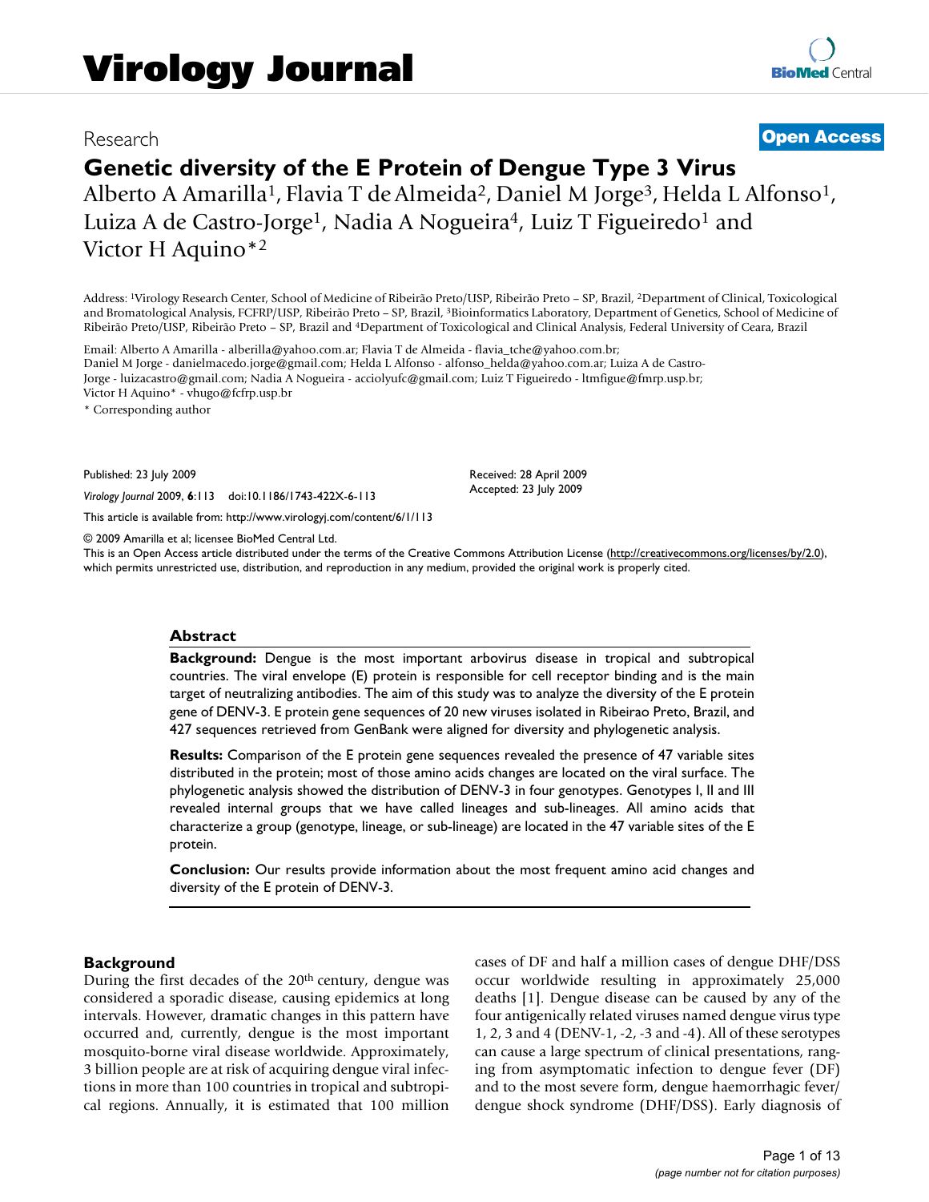Research **Open Access**

# Genetic diversity of the E Protein of Dengue Type 3 Virus

Alberto A Amarilla[1], Flavia T de Almeida[2], Daniel M Jorge[3], Helda L Alfonso[1], Luiza A de Castro-Jorge[1], Nadia A Nogueira[4], Luiz T Figueiredo[1] and Victor H Aquino*[2]

Address: [1]Virology Research Center, School of Medicine of Ribeirão Preto/USP, Ribeirão Preto – SP, Brazil, [2]Department of Clinical, Toxicological and Bromatological Analysis, FCFRP/USP, Ribeirão Preto – SP, Brazil, [3]Bioinformatics Laboratory, Department of Genetics, School of Medicine of Ribeirão Preto/USP, Ribeirão Preto – SP, Brazil and [4]Department of Toxicological and Clinical Analysis, Federal University of Ceara, Brazil

Email: Alberto A Amarilla - alberilla@yahoo.com.ar; Flavia T de Almeida - flavia_tche@yahoo.com.br; Daniel M Jorge - danielmacedo.jorge@gmail.com; Helda L Alfonso - alfonso_helda@yahoo.com.ar; Luiza A de Castro-Jorge - luizacastro@gmail.com; Nadia A Nogueira - acciolyufc@gmail.com; Luiz T Figueiredo - ltmfigue@fmrp.usp.br; Victor H Aquino* - vhugo@fcfrp.usp.br

* Corresponding author

Published: 23 July 2009

*Virology Journal* 2009, **6**:113 doi:10.1186/1743-422X-6-113

Received: 28 April 2009
Accepted: 23 July 2009

This article is available from: http://www.virologyj.com/content/6/1/113

© 2009 Amarilla et al; licensee BioMed Central Ltd.
This is an Open Access article distributed under the terms of the Creative Commons Attribution License (http://creativecommons.org/licenses/by/2.0), which permits unrestricted use, distribution, and reproduction in any medium, provided the original work is properly cited.

## Abstract

**Background:** Dengue is the most important arbovirus disease in tropical and subtropical countries. The viral envelope (E) protein is responsible for cell receptor binding and is the main target of neutralizing antibodies. The aim of this study was to analyze the diversity of the E protein gene of DENV-3. E protein gene sequences of 20 new viruses isolated in Ribeirao Preto, Brazil, and 427 sequences retrieved from GenBank were aligned for diversity and phylogenetic analysis.

**Results:** Comparison of the E protein gene sequences revealed the presence of 47 variable sites distributed in the protein; most of those amino acids changes are located on the viral surface. The phylogenetic analysis showed the distribution of DENV-3 in four genotypes. Genotypes I, II and III revealed internal groups that we have called lineages and sub-lineages. All amino acids that characterize a group (genotype, lineage, or sub-lineage) are located in the 47 variable sites of the E protein.

**Conclusion:** Our results provide information about the most frequent amino acid changes and diversity of the E protein of DENV-3.

## Background

During the first decades of the 20th century, dengue was considered a sporadic disease, causing epidemics at long intervals. However, dramatic changes in this pattern have occurred and, currently, dengue is the most important mosquito-borne viral disease worldwide. Approximately, 3 billion people are at risk of acquiring dengue viral infections in more than 100 countries in tropical and subtropical regions. Annually, it is estimated that 100 million cases of DF and half a million cases of dengue DHF/DSS occur worldwide resulting in approximately 25,000 deaths [1]. Dengue disease can be caused by any of the four antigenically related viruses named dengue virus type 1, 2, 3 and 4 (DENV-1, -2, -3 and -4). All of these serotypes can cause a large spectrum of clinical presentations, ranging from asymptomatic infection to dengue fever (DF) and to the most severe form, dengue haemorrhagic fever/dengue shock syndrome (DHF/DSS). Early diagnosis of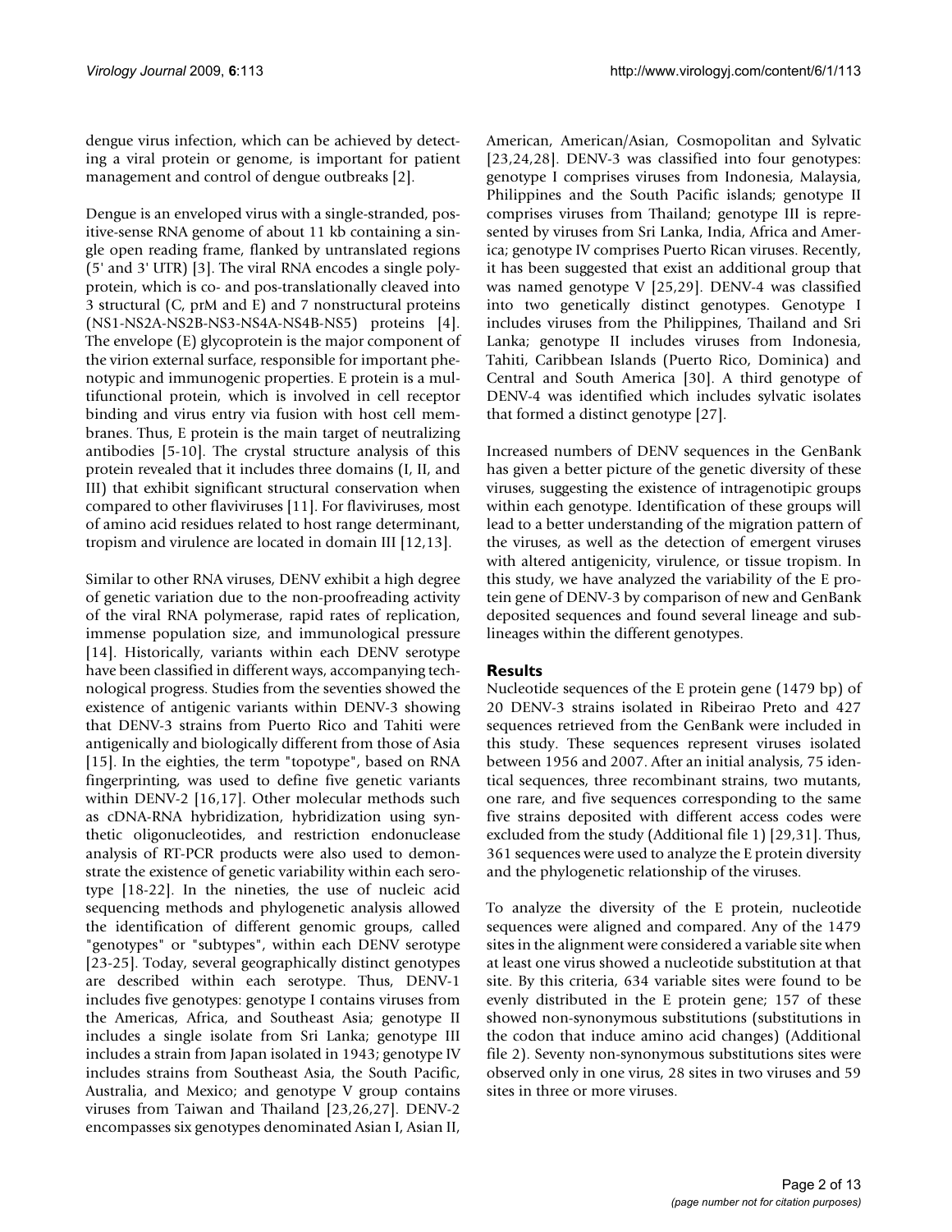dengue virus infection, which can be achieved by detecting a viral protein or genome, is important for patient management and control of dengue outbreaks [2].

Dengue is an enveloped virus with a single-stranded, positive-sense RNA genome of about 11 kb containing a single open reading frame, flanked by untranslated regions (5' and 3' UTR) [3]. The viral RNA encodes a single polyprotein, which is co- and pos-translationally cleaved into 3 structural (C, prM and E) and 7 nonstructural proteins (NS1-NS2A-NS2B-NS3-NS4A-NS4B-NS5) proteins [4]. The envelope (E) glycoprotein is the major component of the virion external surface, responsible for important phenotypic and immunogenic properties. E protein is a multifunctional protein, which is involved in cell receptor binding and virus entry via fusion with host cell membranes. Thus, E protein is the main target of neutralizing antibodies [5-10]. The crystal structure analysis of this protein revealed that it includes three domains (I, II, and III) that exhibit significant structural conservation when compared to other flaviviruses [11]. For flaviviruses, most of amino acid residues related to host range determinant, tropism and virulence are located in domain III [12,13].

Similar to other RNA viruses, DENV exhibit a high degree of genetic variation due to the non-proofreading activity of the viral RNA polymerase, rapid rates of replication, immense population size, and immunological pressure [14]. Historically, variants within each DENV serotype have been classified in different ways, accompanying technological progress. Studies from the seventies showed the existence of antigenic variants within DENV-3 showing that DENV-3 strains from Puerto Rico and Tahiti were antigenically and biologically different from those of Asia [15]. In the eighties, the term "topotype", based on RNA fingerprinting, was used to define five genetic variants within DENV-2 [16,17]. Other molecular methods such as cDNA-RNA hybridization, hybridization using synthetic oligonucleotides, and restriction endonuclease analysis of RT-PCR products were also used to demonstrate the existence of genetic variability within each serotype [18-22]. In the nineties, the use of nucleic acid sequencing methods and phylogenetic analysis allowed the identification of different genomic groups, called "genotypes" or "subtypes", within each DENV serotype [23-25]. Today, several geographically distinct genotypes are described within each serotype. Thus, DENV-1 includes five genotypes: genotype I contains viruses from the Americas, Africa, and Southeast Asia; genotype II includes a single isolate from Sri Lanka; genotype III includes a strain from Japan isolated in 1943; genotype IV includes strains from Southeast Asia, the South Pacific, Australia, and Mexico; and genotype V group contains viruses from Taiwan and Thailand [23,26,27]. DENV-2 encompasses six genotypes denominated Asian I, Asian II, American, American/Asian, Cosmopolitan and Sylvatic [23,24,28]. DENV-3 was classified into four genotypes: genotype I comprises viruses from Indonesia, Malaysia, Philippines and the South Pacific islands; genotype II comprises viruses from Thailand; genotype III is represented by viruses from Sri Lanka, India, Africa and America; genotype IV comprises Puerto Rican viruses. Recently, it has been suggested that exist an additional group that was named genotype V [25,29]. DENV-4 was classified into two genetically distinct genotypes. Genotype I includes viruses from the Philippines, Thailand and Sri Lanka; genotype II includes viruses from Indonesia, Tahiti, Caribbean Islands (Puerto Rico, Dominica) and Central and South America [30]. A third genotype of DENV-4 was identified which includes sylvatic isolates that formed a distinct genotype [27].

Increased numbers of DENV sequences in the GenBank has given a better picture of the genetic diversity of these viruses, suggesting the existence of intragenotipic groups within each genotype. Identification of these groups will lead to a better understanding of the migration pattern of the viruses, as well as the detection of emergent viruses with altered antigenicity, virulence, or tissue tropism. In this study, we have analyzed the variability of the E protein gene of DENV-3 by comparison of new and GenBank deposited sequences and found several lineage and sublineages within the different genotypes.

## Results

Nucleotide sequences of the E protein gene (1479 bp) of 20 DENV-3 strains isolated in Ribeirao Preto and 427 sequences retrieved from the GenBank were included in this study. These sequences represent viruses isolated between 1956 and 2007. After an initial analysis, 75 identical sequences, three recombinant strains, two mutants, one rare, and five sequences corresponding to the same five strains deposited with different access codes were excluded from the study (Additional file 1) [29,31]. Thus, 361 sequences were used to analyze the E protein diversity and the phylogenetic relationship of the viruses.

To analyze the diversity of the E protein, nucleotide sequences were aligned and compared. Any of the 1479 sites in the alignment were considered a variable site when at least one virus showed a nucleotide substitution at that site. By this criteria, 634 variable sites were found to be evenly distributed in the E protein gene; 157 of these showed non-synonymous substitutions (substitutions in the codon that induce amino acid changes) (Additional file 2). Seventy non-synonymous substitutions sites were observed only in one virus, 28 sites in two viruses and 59 sites in three or more viruses.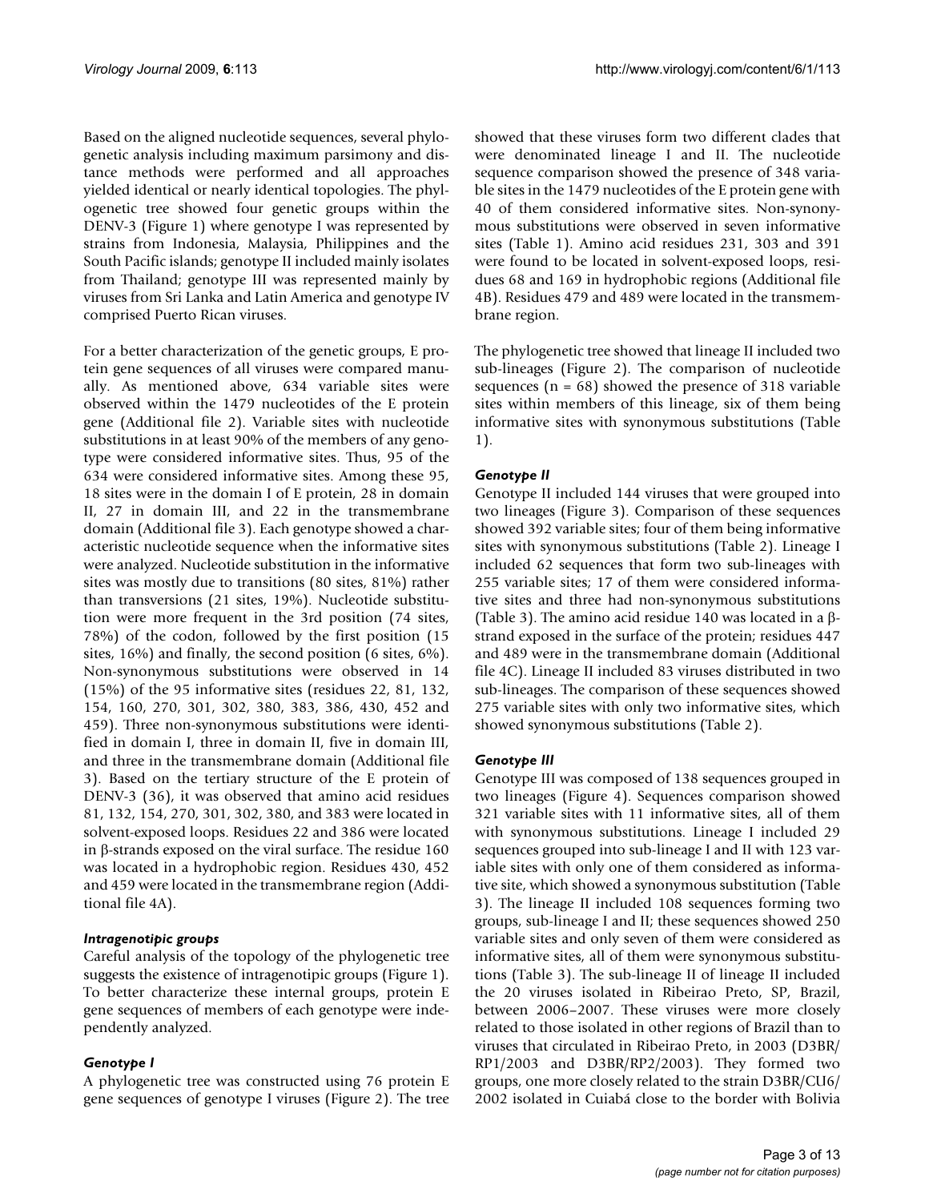Based on the aligned nucleotide sequences, several phylogenetic analysis including maximum parsimony and distance methods were performed and all approaches yielded identical or nearly identical topologies. The phylogenetic tree showed four genetic groups within the DENV-3 (Figure 1) where genotype I was represented by strains from Indonesia, Malaysia, Philippines and the South Pacific islands; genotype II included mainly isolates from Thailand; genotype III was represented mainly by viruses from Sri Lanka and Latin America and genotype IV comprised Puerto Rican viruses.

For a better characterization of the genetic groups, E protein gene sequences of all viruses were compared manually. As mentioned above, 634 variable sites were observed within the 1479 nucleotides of the E protein gene (Additional file 2). Variable sites with nucleotide substitutions in at least 90% of the members of any genotype were considered informative sites. Thus, 95 of the 634 were considered informative sites. Among these 95, 18 sites were in the domain I of E protein, 28 in domain II, 27 in domain III, and 22 in the transmembrane domain (Additional file 3). Each genotype showed a characteristic nucleotide sequence when the informative sites were analyzed. Nucleotide substitution in the informative sites was mostly due to transitions (80 sites, 81%) rather than transversions (21 sites, 19%). Nucleotide substitution were more frequent in the 3rd position (74 sites, 78%) of the codon, followed by the first position (15 sites, 16%) and finally, the second position (6 sites, 6%). Non-synonymous substitutions were observed in 14 (15%) of the 95 informative sites (residues 22, 81, 132, 154, 160, 270, 301, 302, 380, 383, 386, 430, 452 and 459). Three non-synonymous substitutions were identified in domain I, three in domain II, five in domain III, and three in the transmembrane domain (Additional file 3). Based on the tertiary structure of the E protein of DENV-3 (36), it was observed that amino acid residues 81, 132, 154, 270, 301, 302, 380, and 383 were located in solvent-exposed loops. Residues 22 and 386 were located in β-strands exposed on the viral surface. The residue 160 was located in a hydrophobic region. Residues 430, 452 and 459 were located in the transmembrane region (Additional file 4A).

### *Intragenotipic groups*

Careful analysis of the topology of the phylogenetic tree suggests the existence of intragenotipic groups (Figure 1). To better characterize these internal groups, protein E gene sequences of members of each genotype were independently analyzed.

### *Genotype I*

A phylogenetic tree was constructed using 76 protein E gene sequences of genotype I viruses (Figure 2). The tree showed that these viruses form two different clades that were denominated lineage I and II. The nucleotide sequence comparison showed the presence of 348 variable sites in the 1479 nucleotides of the E protein gene with 40 of them considered informative sites. Non-synonymous substitutions were observed in seven informative sites (Table 1). Amino acid residues 231, 303 and 391 were found to be located in solvent-exposed loops, residues 68 and 169 in hydrophobic regions (Additional file 4B). Residues 479 and 489 were located in the transmembrane region.

The phylogenetic tree showed that lineage II included two sub-lineages (Figure 2). The comparison of nucleotide sequences (n = 68) showed the presence of 318 variable sites within members of this lineage, six of them being informative sites with synonymous substitutions (Table 1).

### *Genotype II*

Genotype II included 144 viruses that were grouped into two lineages (Figure 3). Comparison of these sequences showed 392 variable sites; four of them being informative sites with synonymous substitutions (Table 2). Lineage I included 62 sequences that form two sub-lineages with 255 variable sites; 17 of them were considered informative sites and three had non-synonymous substitutions (Table 3). The amino acid residue 140 was located in a β-strand exposed in the surface of the protein; residues 447 and 489 were in the transmembrane domain (Additional file 4C). Lineage II included 83 viruses distributed in two sub-lineages. The comparison of these sequences showed 275 variable sites with only two informative sites, which showed synonymous substitutions (Table 2).

### *Genotype III*

Genotype III was composed of 138 sequences grouped in two lineages (Figure 4). Sequences comparison showed 321 variable sites with 11 informative sites, all of them with synonymous substitutions. Lineage I included 29 sequences grouped into sub-lineage I and II with 123 variable sites with only one of them considered as informative site, which showed a synonymous substitution (Table 3). The lineage II included 108 sequences forming two groups, sub-lineage I and II; these sequences showed 250 variable sites and only seven of them were considered as informative sites, all of them were synonymous substitutions (Table 3). The sub-lineage II of lineage II included the 20 viruses isolated in Ribeirao Preto, SP, Brazil, between 2006–2007. These viruses were more closely related to those isolated in other regions of Brazil than to viruses that circulated in Ribeirao Preto, in 2003 (D3BR/RP1/2003 and D3BR/RP2/2003). They formed two groups, one more closely related to the strain D3BR/CU6/2002 isolated in Cuiabá close to the border with Bolivia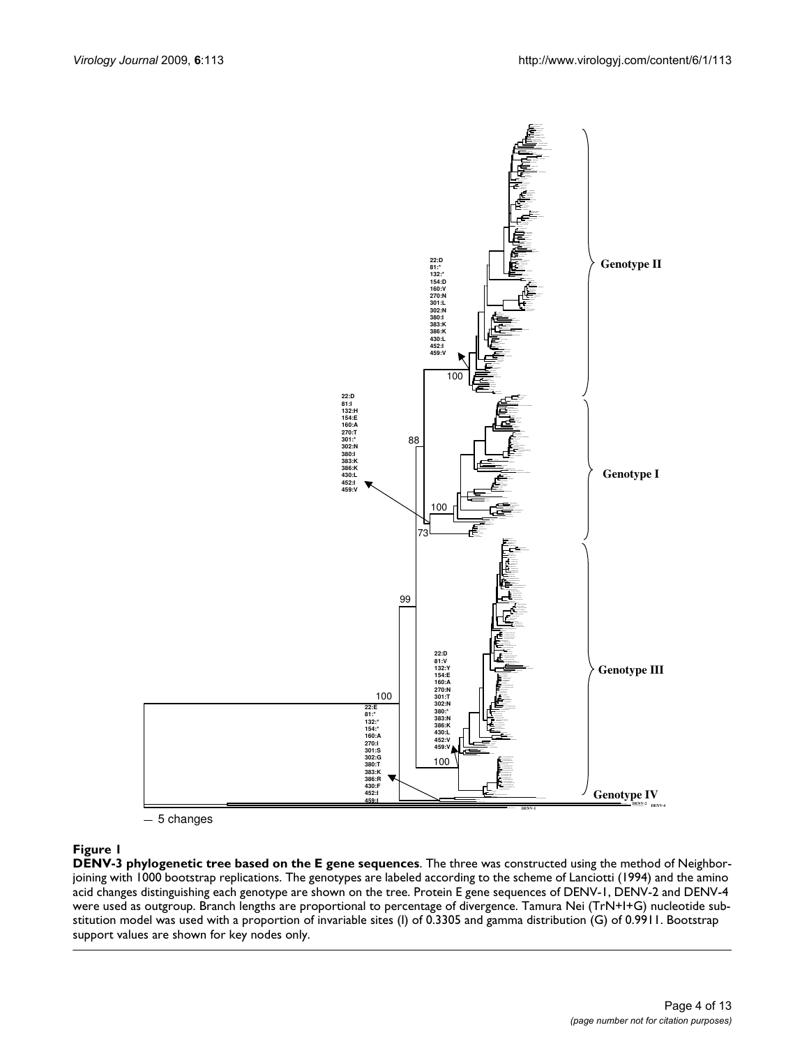**Figure 1**

**DENV-3 phylogenetic tree based on the E gene sequences**. The three was constructed using the method of Neighbor-joining with 1000 bootstrap replications. The genotypes are labeled according to the scheme of Lanciotti (1994) and the amino acid changes distinguishing each genotype are shown on the tree. Protein E gene sequences of DENV-1, DENV-2 and DENV-4 were used as outgroup. Branch lengths are proportional to percentage of divergence. Tamura Nei (TrN+I+G) nucleotide substitution model was used with a proportion of invariable sites (I) of 0.3305 and gamma distribution (G) of 0.9911. Bootstrap support values are shown for key nodes only.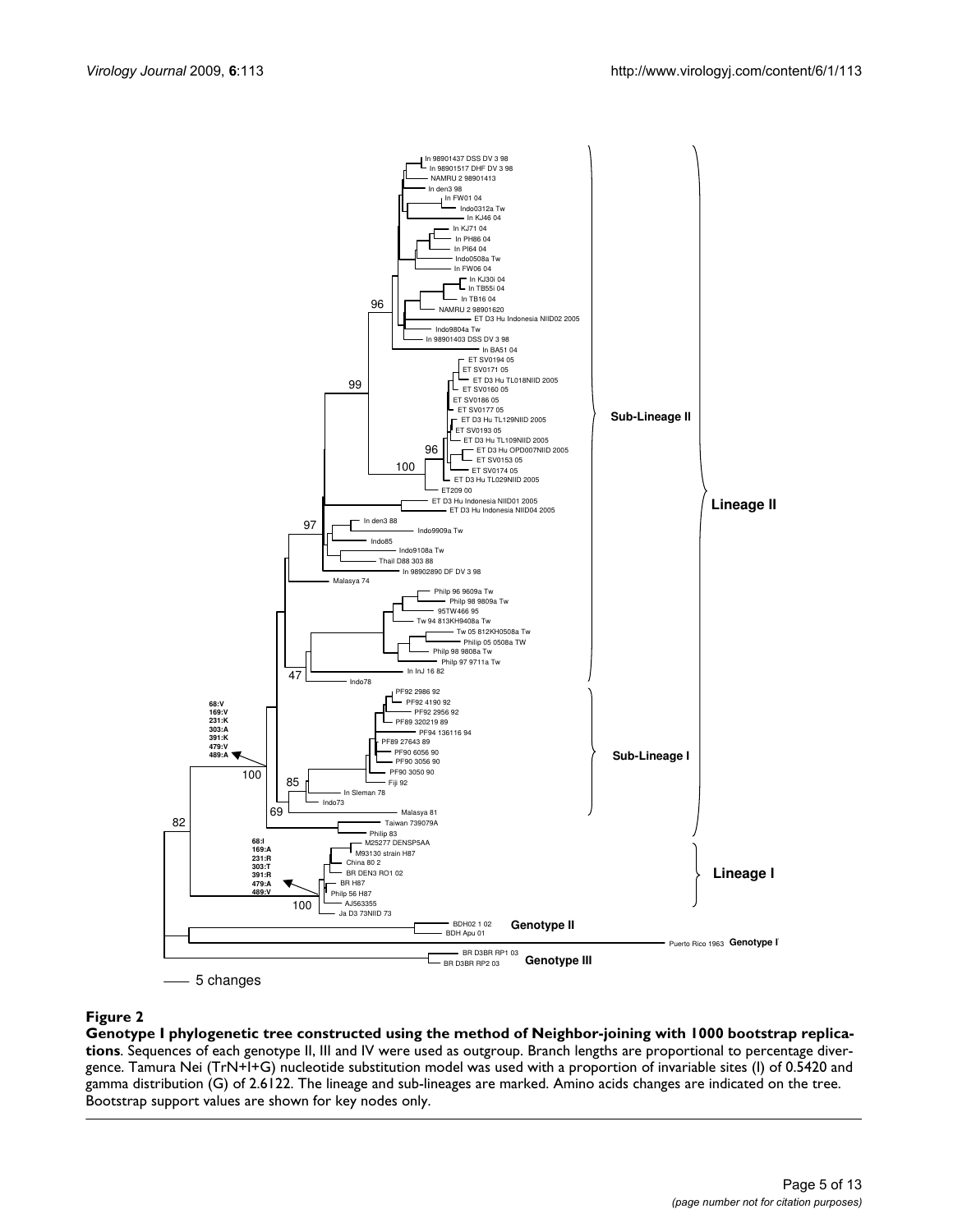**Figure 2**

**Genotype I phylogenetic tree constructed using the method of Neighbor-joining with 1000 bootstrap replications**. Sequences of each genotype II, III and IV were used as outgroup. Branch lengths are proportional to percentage divergence. Tamura Nei (TrN+I+G) nucleotide substitution model was used with a proportion of invariable sites (I) of 0.5420 and gamma distribution (G) of 2.6122. The lineage and sub-lineages are marked. Amino acids changes are indicated on the tree. Bootstrap support values are shown for key nodes only.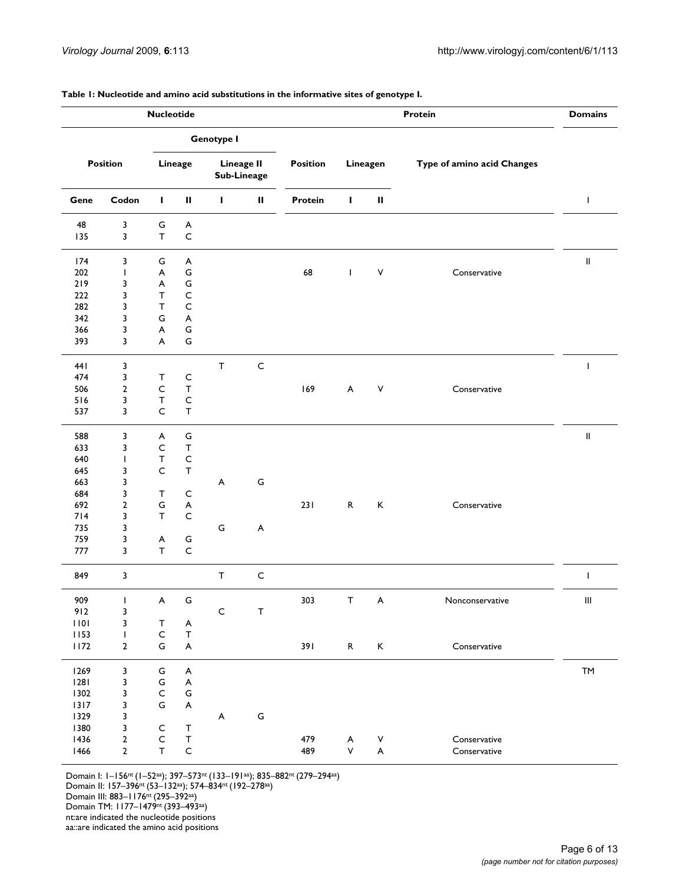**Table 1: Nucleotide and amino acid substitutions in the informative sites of genotype I.**

| Nucleotide | | | | | | Protein | | | | Domains |
|---|---|---|---|---|---|---|---|---|---|---|
| | | Genotype I | | | | | | | | |
| Position | | Lineage | | Lineage II Sub-Lineage | | Position | Lineagen | | Type of amino acid Changes | |
| Gene | Codon | I | II | I | II | Protein | I | II | | I |
| 48 | 3 | G | A | | | | | | | |
| 135 | 3 | T | C | | | | | | | |
| 174 | 3 | G | A | | | | | | | II |
| 202 | 1 | A | G | | | 68 | I | V | Conservative | |
| 219 | 3 | A | G | | | | | | | |
| 222 | 3 | T | C | | | | | | | |
| 282 | 3 | T | C | | | | | | | |
| 342 | 3 | G | A | | | | | | | |
| 366 | 3 | A | G | | | | | | | |
| 393 | 3 | A | G | | | | | | | |
| 441 | 3 | | | T | C | | | | | I |
| 474 | 3 | T | C | | | | | | | |
| 506 | 2 | C | T | | | 169 | A | V | Conservative | |
| 516 | 3 | T | C | | | | | | | |
| 537 | 3 | C | T | | | | | | | |
| 588 | 3 | A | G | | | | | | | II |
| 633 | 3 | C | T | | | | | | | |
| 640 | 1 | T | C | | | | | | | |
| 645 | 3 | C | T | | | | | | | |
| 663 | 3 | | | A | G | | | | | |
| 684 | 3 | T | C | | | | | | | |
| 692 | 2 | G | A | | | 231 | R | K | Conservative | |
| 714 | 3 | T | C | | | | | | | |
| 735 | 3 | | | G | A | | | | | |
| 759 | 3 | A | G | | | | | | | |
| 777 | 3 | T | C | | | | | | | |
| 849 | 3 | | | T | C | | | | | I |
| 909 | 1 | A | G | | | 303 | T | A | Nonconservative | III |
| 912 | 3 | | | C | T | | | | | |
| 1101 | 3 | T | A | | | | | | | |
| 1153 | 1 | C | T | | | | | | | |
| 1172 | 2 | G | A | | | 391 | R | K | Conservative | |
| 1269 | 3 | G | A | | | | | | | TM |
| 1281 | 3 | G | A | | | | | | | |
| 1302 | 3 | C | G | | | | | | | |
| 1317 | 3 | G | A | | | | | | | |
| 1329 | 3 | | | A | G | | | | | |
| 1380 | 3 | C | T | | | | | | | |
| 1436 | 2 | C | T | | | 479 | A | V | Conservative | |
| 1466 | 2 | T | C | | | 489 | V | A | Conservative | |

Domain I: 1–156[nt] (1–52[aa]); 397–573[nt] (133–191[aa]); 835–882[nt] (279–294[aa])
Domain II: 157–396[nt] (53–132[aa]); 574–834[nt] (192–278[aa])
Domain III: 883–1176[nt] (295–392[aa])
Domain TM: 1177–1479[nt] (393–493[aa])
nt:are indicated the nucleotide positions
aa::are indicated the amino acid positions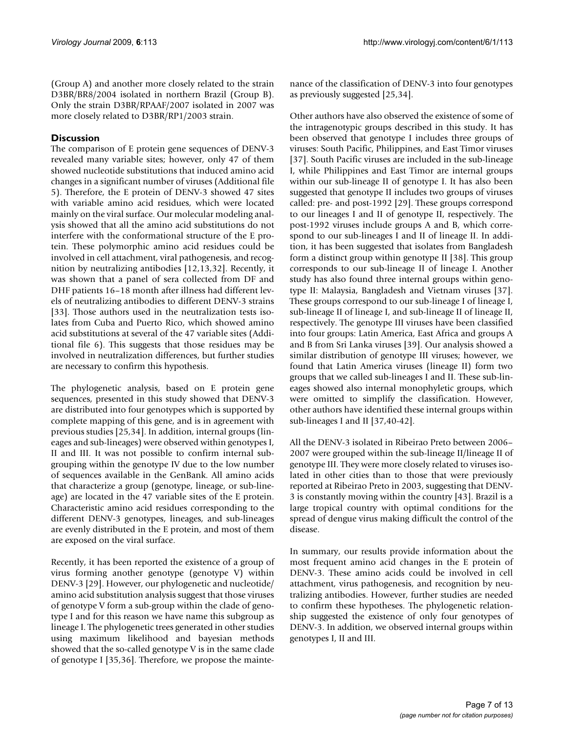(Group A) and another more closely related to the strain D3BR/BR8/2004 isolated in northern Brazil (Group B). Only the strain D3BR/RPAAF/2007 isolated in 2007 was more closely related to D3BR/RP1/2003 strain.

## Discussion

The comparison of E protein gene sequences of DENV-3 revealed many variable sites; however, only 47 of them showed nucleotide substitutions that induced amino acid changes in a significant number of viruses (Additional file 5). Therefore, the E protein of DENV-3 showed 47 sites with variable amino acid residues, which were located mainly on the viral surface. Our molecular modeling analysis showed that all the amino acid substitutions do not interfere with the conformational structure of the E protein. These polymorphic amino acid residues could be involved in cell attachment, viral pathogenesis, and recognition by neutralizing antibodies [12,13,32]. Recently, it was shown that a panel of sera collected from DF and DHF patients 16–18 month after illness had different levels of neutralizing antibodies to different DENV-3 strains [33]. Those authors used in the neutralization tests isolates from Cuba and Puerto Rico, which showed amino acid substitutions at several of the 47 variable sites (Additional file 6). This suggests that those residues may be involved in neutralization differences, but further studies are necessary to confirm this hypothesis.

The phylogenetic analysis, based on E protein gene sequences, presented in this study showed that DENV-3 are distributed into four genotypes which is supported by complete mapping of this gene, and is in agreement with previous studies [25,34]. In addition, internal groups (lineages and sub-lineages) were observed within genotypes I, II and III. It was not possible to confirm internal subgrouping within the genotype IV due to the low number of sequences available in the GenBank. All amino acids that characterize a group (genotype, lineage, or sub-lineage) are located in the 47 variable sites of the E protein. Characteristic amino acid residues corresponding to the different DENV-3 genotypes, lineages, and sub-lineages are evenly distributed in the E protein, and most of them are exposed on the viral surface.

Recently, it has been reported the existence of a group of virus forming another genotype (genotype V) within DENV-3 [29]. However, our phylogenetic and nucleotide/amino acid substitution analysis suggest that those viruses of genotype V form a sub-group within the clade of genotype I and for this reason we have name this subgroup as lineage I. The phylogenetic trees generated in other studies using maximum likelihood and bayesian methods showed that the so-called genotype V is in the same clade of genotype I [35,36]. Therefore, we propose the maintenance of the classification of DENV-3 into four genotypes as previously suggested [25,34].

Other authors have also observed the existence of some of the intragenotypic groups described in this study. It has been observed that genotype I includes three groups of viruses: South Pacific, Philippines, and East Timor viruses [37]. South Pacific viruses are included in the sub-lineage I, while Philippines and East Timor are internal groups within our sub-lineage II of genotype I. It has also been suggested that genotype II includes two groups of viruses called: pre- and post-1992 [29]. These groups correspond to our lineages I and II of genotype II, respectively. The post-1992 viruses include groups A and B, which correspond to our sub-lineages I and II of lineage II. In addition, it has been suggested that isolates from Bangladesh form a distinct group within genotype II [38]. This group corresponds to our sub-lineage II of lineage I. Another study has also found three internal groups within genotype II: Malaysia, Bangladesh and Vietnam viruses [37]. These groups correspond to our sub-lineage I of lineage I, sub-lineage II of lineage I, and sub-lineage II of lineage II, respectively. The genotype III viruses have been classified into four groups: Latin America, East Africa and groups A and B from Sri Lanka viruses [39]. Our analysis showed a similar distribution of genotype III viruses; however, we found that Latin America viruses (lineage II) form two groups that we called sub-lineages I and II. These sub-lineages showed also internal monophyletic groups, which were omitted to simplify the classification. However, other authors have identified these internal groups within sub-lineages I and II [37,40-42].

All the DENV-3 isolated in Ribeirao Preto between 2006–2007 were grouped within the sub-lineage II/lineage II of genotype III. They were more closely related to viruses isolated in other cities than to those that were previously reported at Ribeirao Preto in 2003, suggesting that DENV-3 is constantly moving within the country [43]. Brazil is a large tropical country with optimal conditions for the spread of dengue virus making difficult the control of the disease.

In summary, our results provide information about the most frequent amino acid changes in the E protein of DENV-3. These amino acids could be involved in cell attachment, virus pathogenesis, and recognition by neutralizing antibodies. However, further studies are needed to confirm these hypotheses. The phylogenetic relationship suggested the existence of only four genotypes of DENV-3. In addition, we observed internal groups within genotypes I, II and III.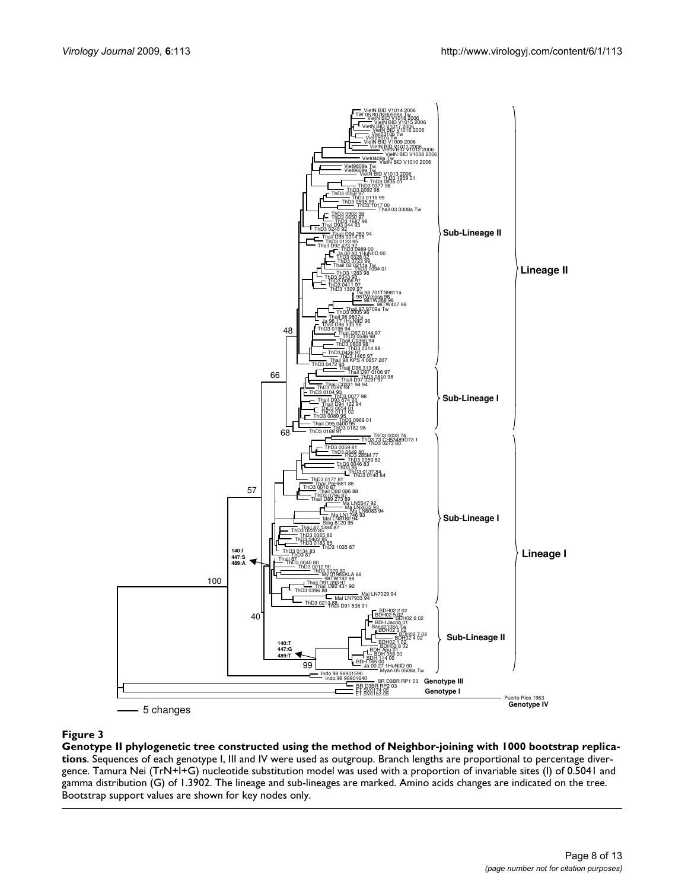**Figure 3**

**Genotype II phylogenetic tree constructed using the method of Neighbor-joining with 1000 bootstrap replications**. Sequences of each genotype I, III and IV were used as outgroup. Branch lengths are proportional to percentage divergence. Tamura Nei (TrN+I+G) nucleotide substitution model was used with a proportion of invariable sites (I) of 0.5041 and gamma distribution (G) of 1.3902. The lineage and sub-lineages are marked. Amino acids changes are indicated on the tree. Bootstrap support values are shown for key nodes only.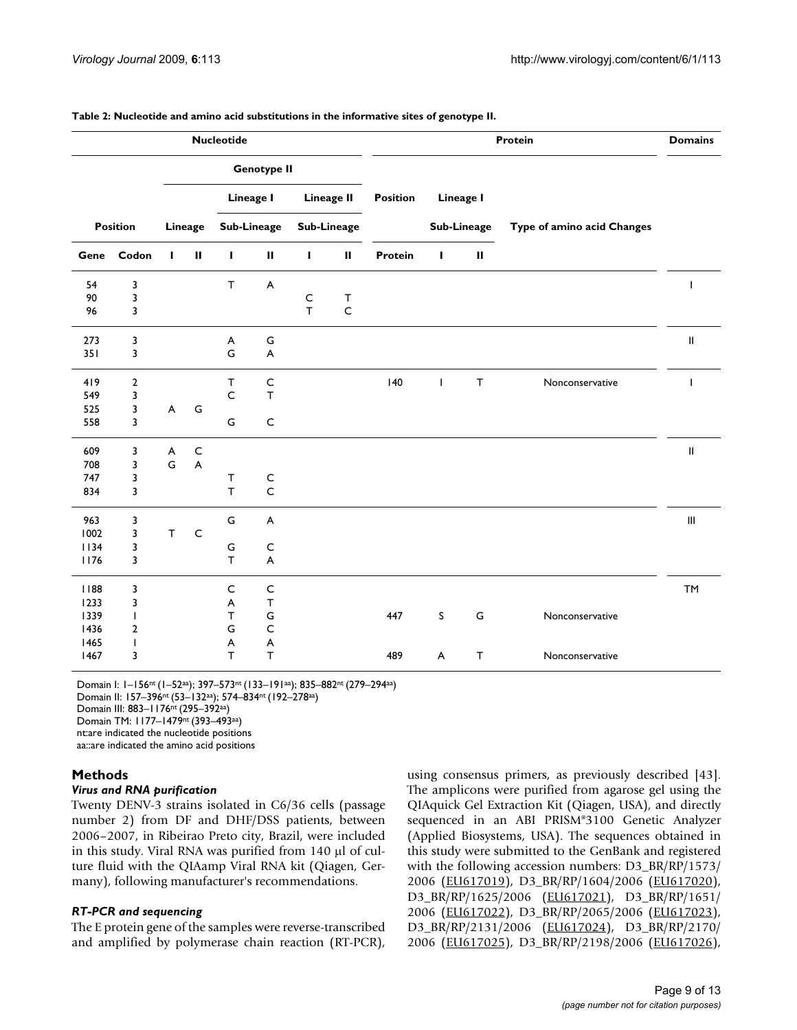**Table 2: Nucleotide and amino acid substitutions in the informative sites of genotype II.**

| Nucleotide | | | | | | | | Protein | | | | Domains |
|---|---|---|---|---|---|---|---|---|---|---|---|---|
| | | Genotype II | | | | | | | | | | |
| | | | | Lineage I | | Lineage II | | Position | Lineage I | | | |
| Position | | Lineage | | Sub-Lineage | | Sub-Lineage | | | Sub-Lineage | | Type of amino acid Changes | |
| Gene | Codon | I | II | I | II | I | II | Protein | I | II | | |
| 54 | 3 | | | T | A | | | | | | | I |
| 90 | 3 | | | | | C | T | | | | | |
| 96 | 3 | | | | | T | C | | | | | |
| 273 | 3 | | | A | G | | | | | | | II |
| 351 | 3 | | | G | A | | | | | | | |
| 419 | 2 | | | T | C | | | 140 | I | T | Nonconservative | I |
| 549 | 3 | | | C | T | | | | | | | |
| 525 | 3 | A | G | | | | | | | | | |
| 558 | 3 | | | G | C | | | | | | | |
| 609 | 3 | A | C | | | | | | | | | II |
| 708 | 3 | G | A | | | | | | | | | |
| 747 | 3 | | | T | C | | | | | | | |
| 834 | 3 | | | T | C | | | | | | | |
| 963 | 3 | | | G | A | | | | | | | III |
| 1002 | 3 | T | C | | | | | | | | | |
| 1134 | 3 | | | G | C | | | | | | | |
| 1176 | 3 | | | T | A | | | | | | | |
| 1188 | 3 | | | C | C | | | | | | | TM |
| 1233 | 3 | | | A | T | | | | | | | |
| 1339 | 1 | | | T | G | | | 447 | S | G | Nonconservative | |
| 1436 | 2 | | | G | C | | | | | | | |
| 1465 | 1 | | | A | A | | | | | | | |
| 1467 | 3 | | | T | T | | | 489 | A | T | Nonconservative | |

Domain I: 1–156nt (1–52aa); 397–573nt (133–191aa); 835–882nt (279–294aa)
Domain II: 157–396nt (53–132aa); 574–834nt (192–278aa)
Domain III: 883–1176nt (295–392aa)
Domain TM: 1177–1479nt (393–493aa)
nt:are indicated the nucleotide positions
aa::are indicated the amino acid positions

## Methods

### *Virus and RNA purification*

Twenty DENV-3 strains isolated in C6/36 cells (passage number 2) from DF and DHF/DSS patients, between 2006–2007, in Ribeirao Preto city, Brazil, were included in this study. Viral RNA was purified from 140 μl of culture fluid with the QIAamp Viral RNA kit (Qiagen, Germany), following manufacturer's recommendations.

### *RT-PCR and sequencing*

The E protein gene of the samples were reverse-transcribed and amplified by polymerase chain reaction (RT-PCR), using consensus primers, as previously described [43]. The amplicons were purified from agarose gel using the QIAquick Gel Extraction Kit (Qiagen, USA), and directly sequenced in an ABI PRISM®3100 Genetic Analyzer (Applied Biosystems, USA). The sequences obtained in this study were submitted to the GenBank and registered with the following accession numbers: D3_BR/RP/1573/2006 (EU617019), D3_BR/RP/1604/2006 (EU617020), D3_BR/RP/1625/2006 (EU617021), D3_BR/RP/1651/2006 (EU617022), D3_BR/RP/2065/2006 (EU617023), D3_BR/RP/2131/2006 (EU617024), D3_BR/RP/2170/2006 (EU617025), D3_BR/RP/2198/2006 (EU617026),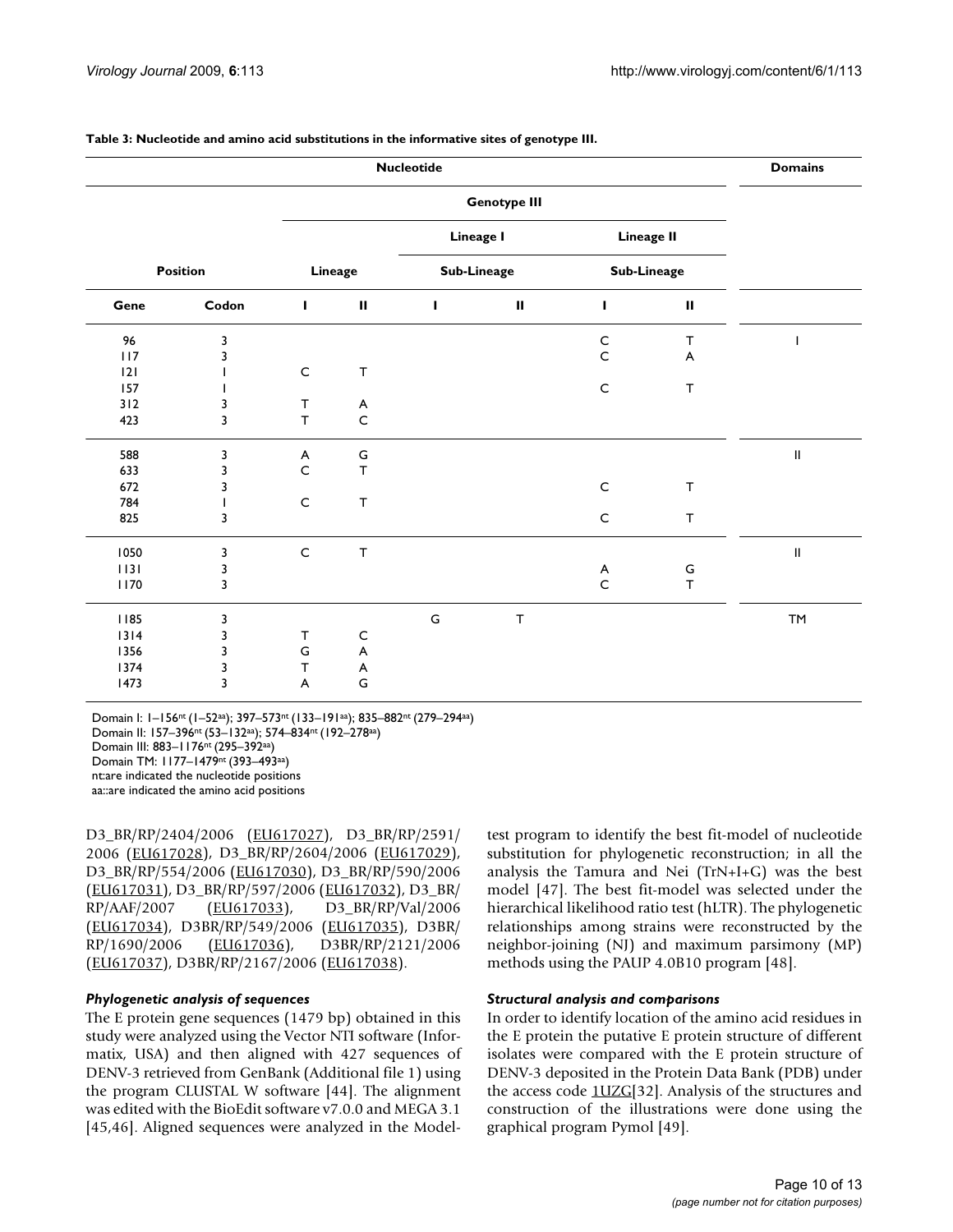**Table 3: Nucleotide and amino acid substitutions in the informative sites of genotype III.**

| Nucleotide | | | | | | | | Domains |
|---|---|---|---|---|---|---|---|---|
| | | Genotype III | | | | | | |
| | | | | Lineage I | | Lineage II | | |
| Position | | Lineage | | Sub-Lineage | | Sub-Lineage | | |
| Gene | Codon | I | II | I | II | I | II | |
| 96 | 3 | | | | | C | T | I |
| 117 | 3 | | | | | C | A | |
| 121 | 1 | C | T | | | | | |
| 157 | 1 | | | | | C | T | |
| 312 | 3 | T | A | | | | | |
| 423 | 3 | T | C | | | | | |
| 588 | 3 | A | G | | | | | II |
| 633 | 3 | C | T | | | | | |
| 672 | 3 | | | | | C | T | |
| 784 | 1 | C | T | | | | | |
| 825 | 3 | | | | | C | T | |
| 1050 | 3 | C | T | | | | | II |
| 1131 | 3 | | | | | A | G | |
| 1170 | 3 | | | | | C | T | |
| 1185 | 3 | | | G | T | | | TM |
| 1314 | 3 | T | C | | | | | |
| 1356 | 3 | G | A | | | | | |
| 1374 | 3 | T | A | | | | | |
| 1473 | 3 | A | G | | | | | |

Domain I: 1–156[nt] (1–52[aa]); 397–573[nt] (133–191[aa]); 835–882[nt] (279–294[aa])
Domain II: 157–396[nt] (53–132[aa]); 574–834[nt] (192–278[aa])
Domain III: 883–1176[nt] (295–392[aa])
Domain TM: 1177–1479[nt] (393–493[aa])
nt:are indicated the nucleotide positions
aa::are indicated the amino acid positions

D3_BR/RP/2404/2006 (EU617027), D3_BR/RP/2591/2006 (EU617028), D3_BR/RP/2604/2006 (EU617029), D3_BR/RP/554/2006 (EU617030), D3_BR/RP/590/2006 (EU617031), D3_BR/RP/597/2006 (EU617032), D3_BR/RP/AAF/2007 (EU617033), D3_BR/RP/Val/2006 (EU617034), D3BR/RP/549/2006 (EU617035), D3BR/RP/1690/2006 (EU617036), D3BR/RP/2121/2006 (EU617037), D3BR/RP/2167/2006 (EU617038).

### *Phylogenetic analysis of sequences*

The E protein gene sequences (1479 bp) obtained in this study were analyzed using the Vector NTI software (Informatix, USA) and then aligned with 427 sequences of DENV-3 retrieved from GenBank (Additional file 1) using the program CLUSTAL W software [44]. The alignment was edited with the BioEdit software v7.0.0 and MEGA 3.1 [45,46]. Aligned sequences were analyzed in the Model-test program to identify the best fit-model of nucleotide substitution for phylogenetic reconstruction; in all the analysis the Tamura and Nei (TrN+I+G) was the best model [47]. The best fit-model was selected under the hierarchical likelihood ratio test (hLTR). The phylogenetic relationships among strains were reconstructed by the neighbor-joining (NJ) and maximum parsimony (MP) methods using the PAUP 4.0B10 program [48].

### *Structural analysis and comparisons*

In order to identify location of the amino acid residues in the E protein the putative E protein structure of different isolates were compared with the E protein structure of DENV-3 deposited in the Protein Data Bank (PDB) under the access code 1UZG[32]. Analysis of the structures and construction of the illustrations were done using the graphical program Pymol [49].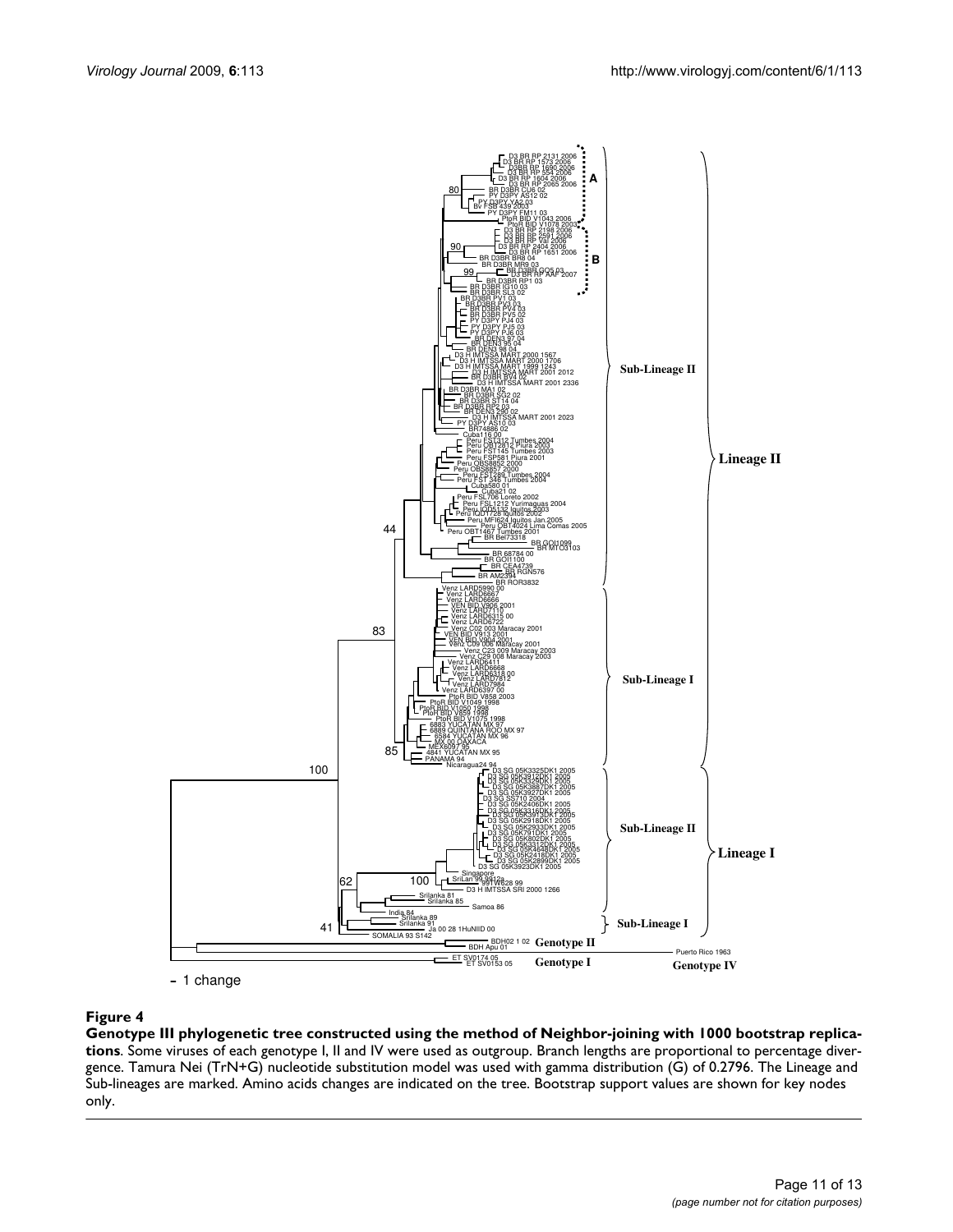**Figure 4**

**Genotype III phylogenetic tree constructed using the method of Neighbor-joining with 1000 bootstrap replications**. Some viruses of each genotype I, II and IV were used as outgroup. Branch lengths are proportional to percentage divergence. Tamura Nei (TrN+G) nucleotide substitution model was used with gamma distribution (G) of 0.2796. The Lineage and Sub-lineages are marked. Amino acids changes are indicated on the tree. Bootstrap support values are shown for key nodes only.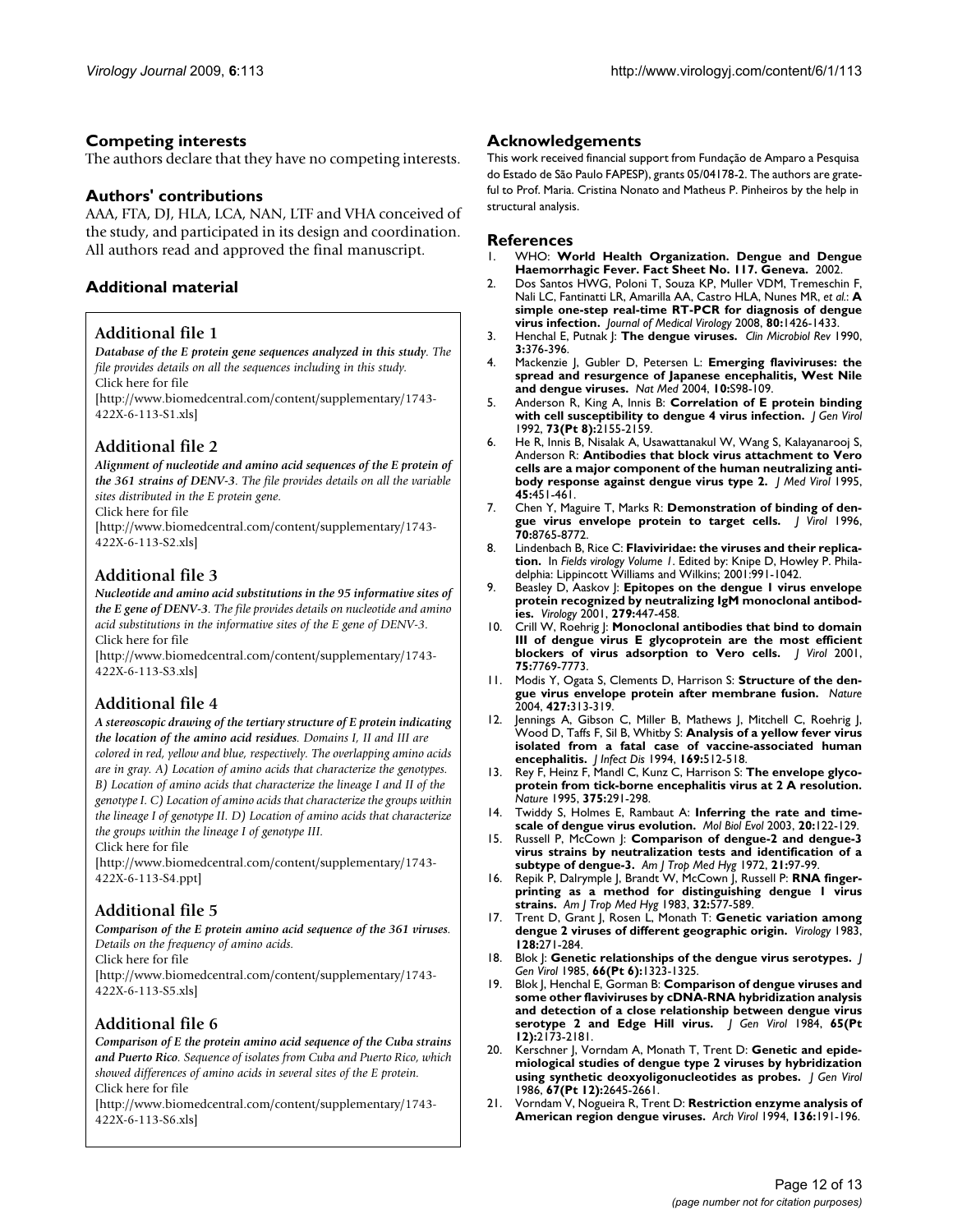## Competing interests

The authors declare that they have no competing interests.

## Authors' contributions

AAA, FTA, DJ, HLA, LCA, NAN, LTF and VHA conceived of the study, and participated in its design and coordination. All authors read and approved the final manuscript.

## Additional material

### Additional file 1

***Database of the E protein gene sequences analyzed in this study****. The file provides details on all the sequences including in this study.*
Click here for file
[http://www.biomedcentral.com/content/supplementary/1743-422X-6-113-S1.xls]

### Additional file 2

***Alignment of nucleotide and amino acid sequences of the E protein of the 361 strains of DENV-3****. The file provides details on all the variable sites distributed in the E protein gene.*
Click here for file
[http://www.biomedcentral.com/content/supplementary/1743-422X-6-113-S2.xls]

### Additional file 3

***Nucleotide and amino acid substitutions in the 95 informative sites of the E gene of DENV-3****. The file provides details on nucleotide and amino acid substitutions in the informative sites of the E gene of DENV-3.*
Click here for file
[http://www.biomedcentral.com/content/supplementary/1743-422X-6-113-S3.xls]

### Additional file 4

***A stereoscopic drawing of the tertiary structure of E protein indicating the location of the amino acid residues****. Domains I, II and III are colored in red, yellow and blue, respectively. The overlapping amino acids are in gray. A) Location of amino acids that characterize the genotypes. B) Location of amino acids that characterize the lineage I and II of the genotype I. C) Location of amino acids that characterize the groups within the lineage I of genotype II. D) Location of amino acids that characterize the groups within the lineage I of genotype III.*
Click here for file
[http://www.biomedcentral.com/content/supplementary/1743-422X-6-113-S4.ppt]

### Additional file 5

***Comparison of the E protein amino acid sequence of the 361 viruses****. Details on the frequency of amino acids.*
Click here for file
[http://www.biomedcentral.com/content/supplementary/1743-422X-6-113-S5.xls]

### Additional file 6

***Comparison of E the protein amino acid sequence of the Cuba strains and Puerto Rico****. Sequence of isolates from Cuba and Puerto Rico, which showed differences of amino acids in several sites of the E protein.*
Click here for file
[http://www.biomedcentral.com/content/supplementary/1743-422X-6-113-S6.xls]

## Acknowledgements

This work received financial support from Fundação de Amparo a Pesquisa do Estado de São Paulo FAPESP), grants 05/04178-2. The authors are grateful to Prof. Maria. Cristina Nonato and Matheus P. Pinheiros by the help in structural analysis.

## References

1. WHO: **World Health Organization. Dengue and Dengue Haemorrhagic Fever. Fact Sheet No. 117. Geneva.** 2002.
2. Dos Santos HWG, Poloni T, Souza KP, Muller VDM, Tremeschin F, Nali LC, Fantinatti LR, Amarilla AA, Castro HLA, Nunes MR, *et al.*: **A simple one-step real-time RT-PCR for diagnosis of dengue virus infection.** *Journal of Medical Virology* 2008, **80:**1426-1433.
3. Henchal E, Putnak J: **The dengue viruses.** *Clin Microbiol Rev* 1990, **3:**376-396.
4. Mackenzie J, Gubler D, Petersen L: **Emerging flaviviruses: the spread and resurgence of Japanese encephalitis, West Nile and dengue viruses.** *Nat Med* 2004, **10:**S98-109.
5. Anderson R, King A, Innis B: **Correlation of E protein binding with cell susceptibility to dengue 4 virus infection.** *J Gen Virol* 1992, **73(Pt 8):**2155-2159.
6. He R, Innis B, Nisalak A, Usawattanakul W, Wang S, Kalayanarooj S, Anderson R: **Antibodies that block virus attachment to Vero cells are a major component of the human neutralizing antibody response against dengue virus type 2.** *J Med Virol* 1995, **45:**451-461.
7. Chen Y, Maguire T, Marks R: **Demonstration of binding of dengue virus envelope protein to target cells.** *J Virol* 1996, **70:**8765-8772.
8. Lindenbach B, Rice C: **Flaviviridae: the viruses and their replication.** In *Fields virology Volume 1*. Edited by: Knipe D, Howley P. Philadelphia: Lippincott Williams and Wilkins; 2001:991-1042.
9. Beasley D, Aaskov J: **Epitopes on the dengue 1 virus envelope protein recognized by neutralizing IgM monoclonal antibodies.** *Virology* 2001, **279:**447-458.
10. Crill W, Roehrig J: **Monoclonal antibodies that bind to domain III of dengue virus E glycoprotein are the most efficient blockers of virus adsorption to Vero cells.** *J Virol* 2001, **75:**7769-7773.
11. Modis Y, Ogata S, Clements D, Harrison S: **Structure of the dengue virus envelope protein after membrane fusion.** *Nature* 2004, **427:**313-319.
12. Jennings A, Gibson C, Miller B, Mathews J, Mitchell C, Roehrig J, Wood D, Taffs F, Sil B, Whitby S: **Analysis of a yellow fever virus isolated from a fatal case of vaccine-associated human encephalitis.** *J Infect Dis* 1994, **169:**512-518.
13. Rey F, Heinz F, Mandl C, Kunz C, Harrison S: **The envelope glycoprotein from tick-borne encephalitis virus at 2 A resolution.** *Nature* 1995, **375:**291-298.
14. Twiddy S, Holmes E, Rambaut A: **Inferring the rate and time-scale of dengue virus evolution.** *Mol Biol Evol* 2003, **20:**122-129.
15. Russell P, McCown J: **Comparison of dengue-2 and dengue-3 virus strains by neutralization tests and identification of a subtype of dengue-3.** *Am J Trop Med Hyg* 1972, **21:**97-99.
16. Repik P, Dalrymple J, Brandt W, McCown J, Russell P: **RNA fingerprinting as a method for distinguishing dengue 1 virus strains.** *Am J Trop Med Hyg* 1983, **32:**577-589.
17. Trent D, Grant J, Rosen L, Monath T: **Genetic variation among dengue 2 viruses of different geographic origin.** *Virology* 1983, **128:**271-284.
18. Blok J: **Genetic relationships of the dengue virus serotypes.** *J Gen Virol* 1985, **66(Pt 6):**1323-1325.
19. Blok J, Henchal E, Gorman B: **Comparison of dengue viruses and some other flaviviruses by cDNA-RNA hybridization analysis and detection of a close relationship between dengue virus serotype 2 and Edge Hill virus.** *J Gen Virol* 1984, **65(Pt 12):**2173-2181.
20. Kerschner J, Vorndam A, Monath T, Trent D: **Genetic and epidemiological studies of dengue type 2 viruses by hybridization using synthetic deoxyoligonucleotides as probes.** *J Gen Virol* 1986, **67(Pt 12):**2645-2661.
21. Vorndam V, Nogueira R, Trent D: **Restriction enzyme analysis of American region dengue viruses.** *Arch Virol* 1994, **136:**191-196.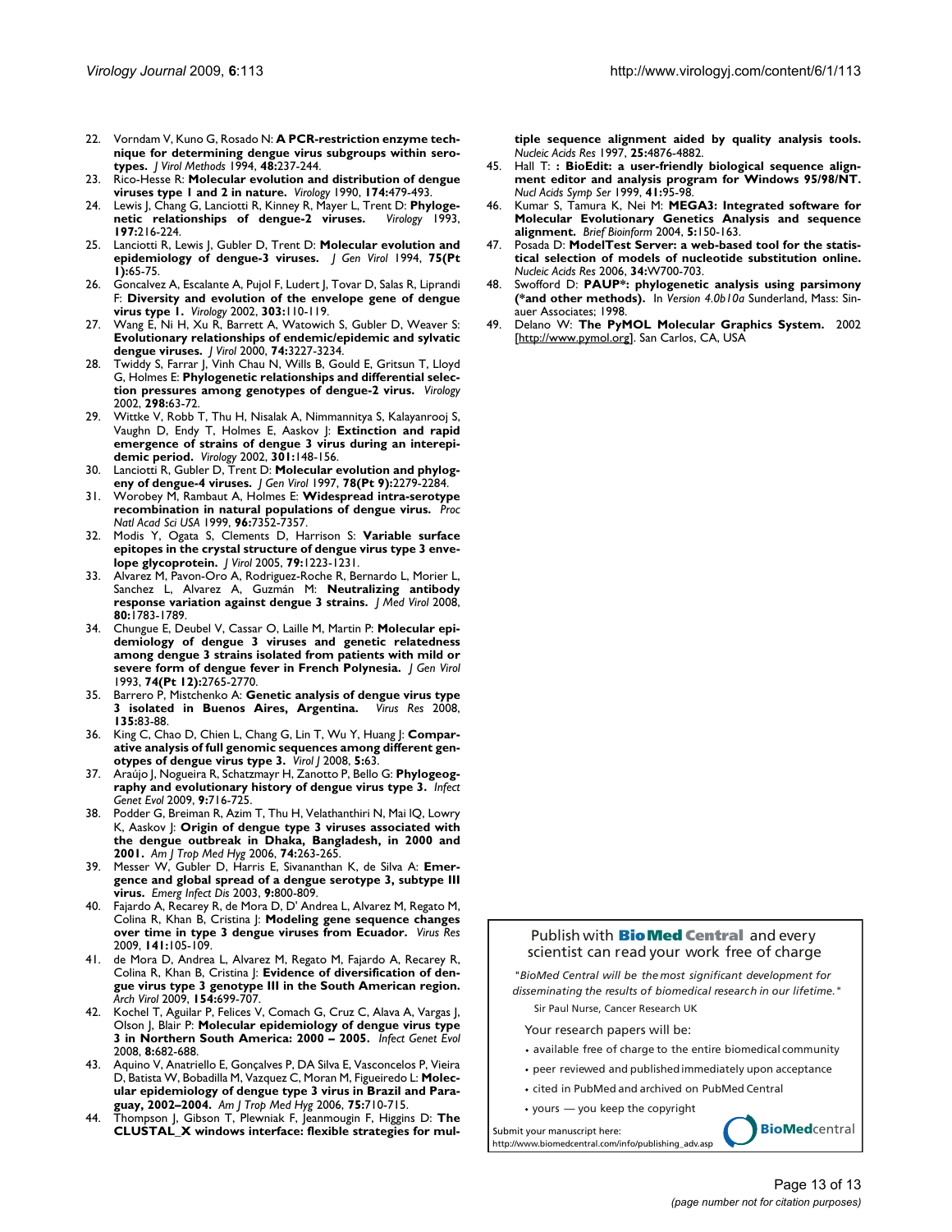22. Vorndam V, Kuno G, Rosado N: **A PCR-restriction enzyme technique for determining dengue virus subgroups within serotypes.** *J Virol Methods* 1994, **48:**237-244.
23. Rico-Hesse R: **Molecular evolution and distribution of dengue viruses type 1 and 2 in nature.** *Virology* 1990, **174:**479-493.
24. Lewis J, Chang G, Lanciotti R, Kinney R, Mayer L, Trent D: **Phylogenetic relationships of dengue-2 viruses.** *Virology* 1993, **197:**216-224.
25. Lanciotti R, Lewis J, Gubler D, Trent D: **Molecular evolution and epidemiology of dengue-3 viruses.** *J Gen Virol* 1994, **75(Pt 1):**65-75.
26. Goncalvez A, Escalante A, Pujol F, Ludert J, Tovar D, Salas R, Liprandi F: **Diversity and evolution of the envelope gene of dengue virus type 1.** *Virology* 2002, **303:**110-119.
27. Wang E, Ni H, Xu R, Barrett A, Watowich S, Gubler D, Weaver S: **Evolutionary relationships of endemic/epidemic and sylvatic dengue viruses.** *J Virol* 2000, **74:**3227-3234.
28. Twiddy S, Farrar J, Vinh Chau N, Wills B, Gould E, Gritsun T, Lloyd G, Holmes E: **Phylogenetic relationships and differential selection pressures among genotypes of dengue-2 virus.** *Virology* 2002, **298:**63-72.
29. Wittke V, Robb T, Thu H, Nisalak A, Nimmannitya S, Kalayanrooj S, Vaughn D, Endy T, Holmes E, Aaskov J: **Extinction and rapid emergence of strains of dengue 3 virus during an interepidemic period.** *Virology* 2002, **301:**148-156.
30. Lanciotti R, Gubler D, Trent D: **Molecular evolution and phylogeny of dengue-4 viruses.** *J Gen Virol* 1997, **78(Pt 9):**2279-2284.
31. Worobey M, Rambaut A, Holmes E: **Widespread intra-serotype recombination in natural populations of dengue virus.** *Proc Natl Acad Sci USA* 1999, **96:**7352-7357.
32. Modis Y, Ogata S, Clements D, Harrison S: **Variable surface epitopes in the crystal structure of dengue virus type 3 envelope glycoprotein.** *J Virol* 2005, **79:**1223-1231.
33. Alvarez M, Pavon-Oro A, Rodriguez-Roche R, Bernardo L, Morier L, Sanchez L, Alvarez A, Guzmán M: **Neutralizing antibody response variation against dengue 3 strains.** *J Med Virol* 2008, **80:**1783-1789.
34. Chungue E, Deubel V, Cassar O, Laille M, Martin P: **Molecular epidemiology of dengue 3 viruses and genetic relatedness among dengue 3 strains isolated from patients with mild or severe form of dengue fever in French Polynesia.** *J Gen Virol* 1993, **74(Pt 12):**2765-2770.
35. Barrero P, Mistchenko A: **Genetic analysis of dengue virus type 3 isolated in Buenos Aires, Argentina.** *Virus Res* 2008, **135:**83-88.
36. King C, Chao D, Chien L, Chang G, Lin T, Wu Y, Huang J: **Comparative analysis of full genomic sequences among different genotypes of dengue virus type 3.** *Virol J* 2008, **5:**63.
37. Araújo J, Nogueira R, Schatzmayr H, Zanotto P, Bello G: **Phylogeography and evolutionary history of dengue virus type 3.** *Infect Genet Evol* 2009, **9:**716-725.
38. Podder G, Breiman R, Azim T, Thu H, Velathanthiri N, Mai IQ, Lowry K, Aaskov J: **Origin of dengue type 3 viruses associated with the dengue outbreak in Dhaka, Bangladesh, in 2000 and 2001.** *Am J Trop Med Hyg* 2006, **74:**263-265.
39. Messer W, Gubler D, Harris E, Sivananthan K, de Silva A: **Emergence and global spread of a dengue serotype 3, subtype III virus.** *Emerg Infect Dis* 2003, **9:**800-809.
40. Fajardo A, Recarey R, de Mora D, D' Andrea L, Alvarez M, Regato M, Colina R, Khan B, Cristina J: **Modeling gene sequence changes over time in type 3 dengue viruses from Ecuador.** *Virus Res* 2009, **141:**105-109.
41. de Mora D, Andrea L, Alvarez M, Regato M, Fajardo A, Recarey R, Colina R, Khan B, Cristina J: **Evidence of diversification of dengue virus type 3 genotype III in the South American region.** *Arch Virol* 2009, **154:**699-707.
42. Kochel T, Aguilar P, Felices V, Comach G, Cruz C, Alava A, Vargas J, Olson J, Blair P: **Molecular epidemiology of dengue virus type 3 in Northern South America: 2000 – 2005.** *Infect Genet Evol* 2008, **8:**682-688.
43. Aquino V, Anatriello E, Gonçalves P, DA Silva E, Vasconcelos P, Vieira D, Batista W, Bobadilla M, Vazquez C, Moran M, Figueiredo L: **Molecular epidemiology of dengue type 3 virus in Brazil and Paraguay, 2002–2004.** *Am J Trop Med Hyg* 2006, **75:**710-715.
44. Thompson J, Gibson T, Plewniak F, Jeanmougin F, Higgins D: **The CLUSTAL_X windows interface: flexible strategies for multiple sequence alignment aided by quality analysis tools.** *Nucleic Acids Res* 1997, **25:**4876-4882.
45. Hall T: **: BioEdit: a user-friendly biological sequence alignment editor and analysis program for Windows 95/98/NT.** *Nucl Acids Symp Ser* 1999, **41:**95-98.
46. Kumar S, Tamura K, Nei M: **MEGA3: Integrated software for Molecular Evolutionary Genetics Analysis and sequence alignment.** *Brief Bioinform* 2004, **5:**150-163.
47. Posada D: **ModelTest Server: a web-based tool for the statistical selection of models of nucleotide substitution online.** *Nucleic Acids Res* 2006, **34:**W700-703.
48. Swofford D: **PAUP*: phylogenetic analysis using parsimony (*and other methods).** In *Version 4.0b10a* Sunderland, Mass: Sinauer Associates; 1998.
49. Delano W: **The PyMOL Molecular Graphics System.** 2002 [http://www.pymol.org]. San Carlos, CA, USA

Publish with **BioMed Central** and every scientist can read your work free of charge

*"BioMed Central will be the most significant development for disseminating the results of biomedical research in our lifetime."*

Sir Paul Nurse, Cancer Research UK

Your research papers will be:

- available free of charge to the entire biomedical community
- peer reviewed and published immediately upon acceptance
- cited in PubMed and archived on PubMed Central
- yours — you keep the copyright

Submit your manuscript here:
http://www.biomedcentral.com/info/publishing_adv.asp

BioMedcentral